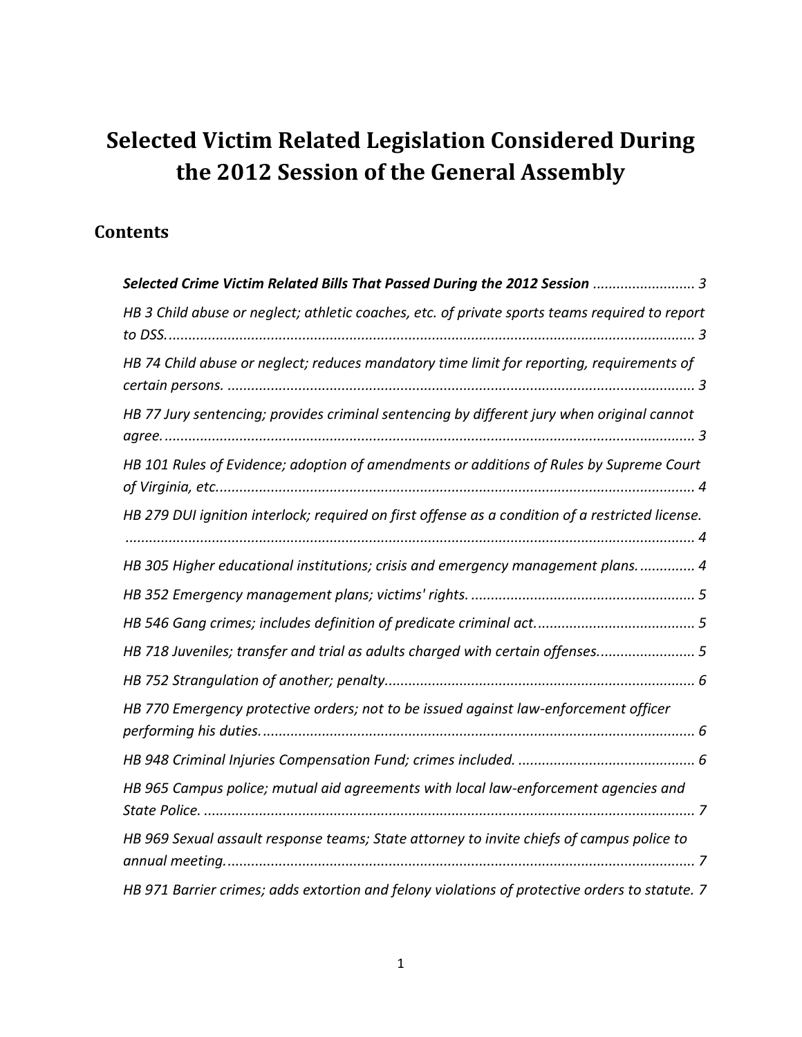# Selected Victim Related Legislation Considered During the 2012 Session of the General Assembly

## Contents

***Selected Crime Victim Related Bills That Passed During the 2012 Session*** .......................... 3

*HB 3 Child abuse or neglect; athletic coaches, etc. of private sports teams required to report to DSS.* ........................................................................................................................ 3

*HB 74 Child abuse or neglect; reduces mandatory time limit for reporting, requirements of certain persons.* ...................................................................................................................... 3

*HB 77 Jury sentencing; provides criminal sentencing by different jury when original cannot agree.* ...................................................................................................................................... 3

*HB 101 Rules of Evidence; adoption of amendments or additions of Rules by Supreme Court of Virginia, etc.* ........................................................................................................................ 4

*HB 279 DUI ignition interlock; required on first offense as a condition of a restricted license.* ................................................................................................................................................ 4

*HB 305 Higher educational institutions; crisis and emergency management plans.* .............. 4

*HB 352 Emergency management plans; victims' rights.* ......................................................... 5

*HB 546 Gang crimes; includes definition of predicate criminal act.* ........................................ 5

*HB 718 Juveniles; transfer and trial as adults charged with certain offenses.* ......................... 5

*HB 752 Strangulation of another; penalty.* ............................................................................. 6

*HB 770 Emergency protective orders; not to be issued against law-enforcement officer performing his duties.* ............................................................................................................. 6

*HB 948 Criminal Injuries Compensation Fund; crimes included.* ............................................ 6

*HB 965 Campus police; mutual aid agreements with local law-enforcement agencies and State Police.* ............................................................................................................................ 7

*HB 969 Sexual assault response teams; State attorney to invite chiefs of campus police to annual meeting.* ...................................................................................................................... 7

*HB 971 Barrier crimes; adds extortion and felony violations of protective orders to statute.* 7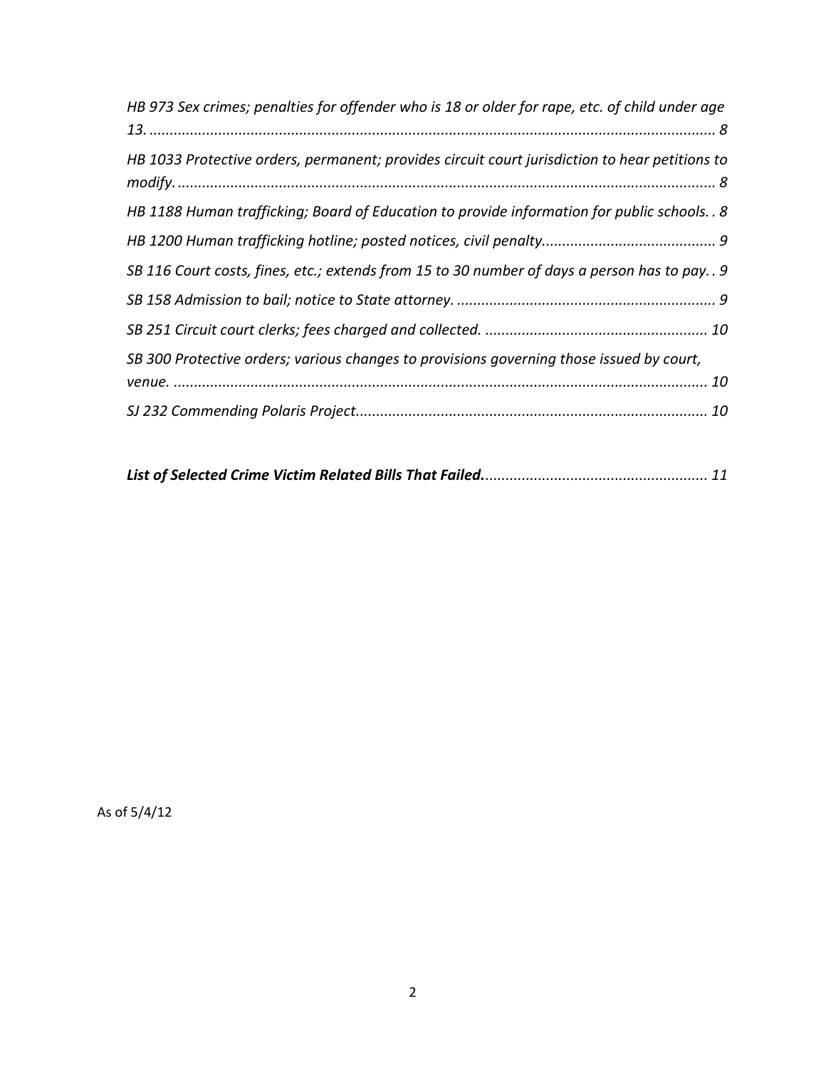*HB 973 Sex crimes; penalties for offender who is 18 or older for rape, etc. of child under age 13.* ........................................................................................................................................... *8*

*HB 1033 Protective orders, permanent; provides circuit court jurisdiction to hear petitions to modify.* ................................................................................................................................... *8*

*HB 1188 Human trafficking; Board of Education to provide information for public schools.* . *8*

*HB 1200 Human trafficking hotline; posted notices, civil penalty.* .......................................... *9*

*SB 116 Court costs, fines, etc.; extends from 15 to 30 number of days a person has to pay.* . *9*

*SB 158 Admission to bail; notice to State attorney.* ................................................................ *9*

*SB 251 Circuit court clerks; fees charged and collected.* ...................................................... *10*

*SB 300 Protective orders; various changes to provisions governing those issued by court, venue.* ................................................................................................................................... *10*

*SJ 232 Commending Polaris Project.* ..................................................................................... *10*

***List of Selected Crime Victim Related Bills That Failed.*** ...................................................... *11*

As of 5/4/12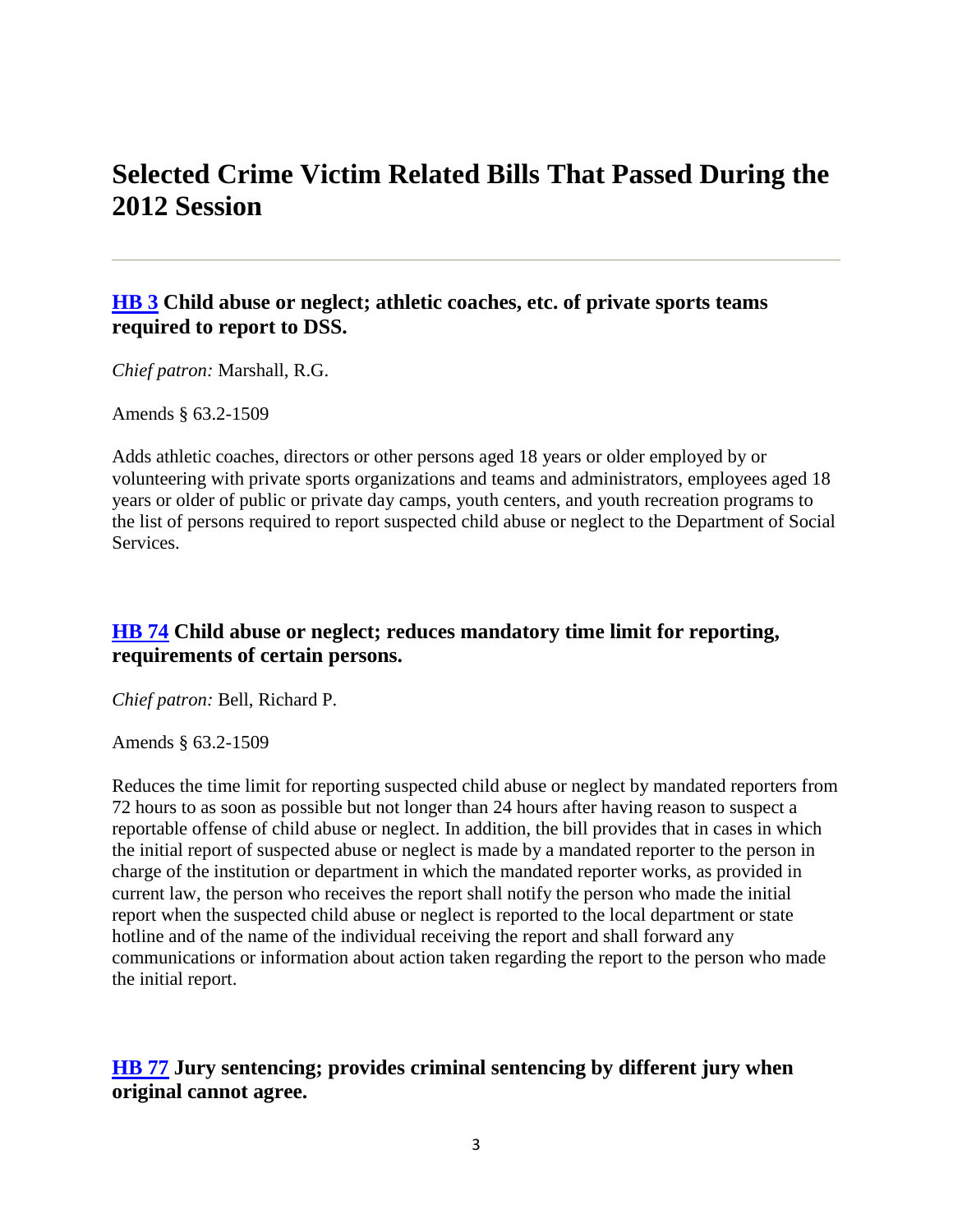# Selected Crime Victim Related Bills That Passed During the 2012 Session

---

## [HB 3](#) Child abuse or neglect; athletic coaches, etc. of private sports teams required to report to DSS.

*Chief patron:* Marshall, R.G.

Amends § 63.2-1509

Adds athletic coaches, directors or other persons aged 18 years or older employed by or volunteering with private sports organizations and teams and administrators, employees aged 18 years or older of public or private day camps, youth centers, and youth recreation programs to the list of persons required to report suspected child abuse or neglect to the Department of Social Services.

## [HB 74](#) Child abuse or neglect; reduces mandatory time limit for reporting, requirements of certain persons.

*Chief patron:* Bell, Richard P.

Amends § 63.2-1509

Reduces the time limit for reporting suspected child abuse or neglect by mandated reporters from 72 hours to as soon as possible but not longer than 24 hours after having reason to suspect a reportable offense of child abuse or neglect. In addition, the bill provides that in cases in which the initial report of suspected abuse or neglect is made by a mandated reporter to the person in charge of the institution or department in which the mandated reporter works, as provided in current law, the person who receives the report shall notify the person who made the initial report when the suspected child abuse or neglect is reported to the local department or state hotline and of the name of the individual receiving the report and shall forward any communications or information about action taken regarding the report to the person who made the initial report.

## [HB 77](#) Jury sentencing; provides criminal sentencing by different jury when original cannot agree.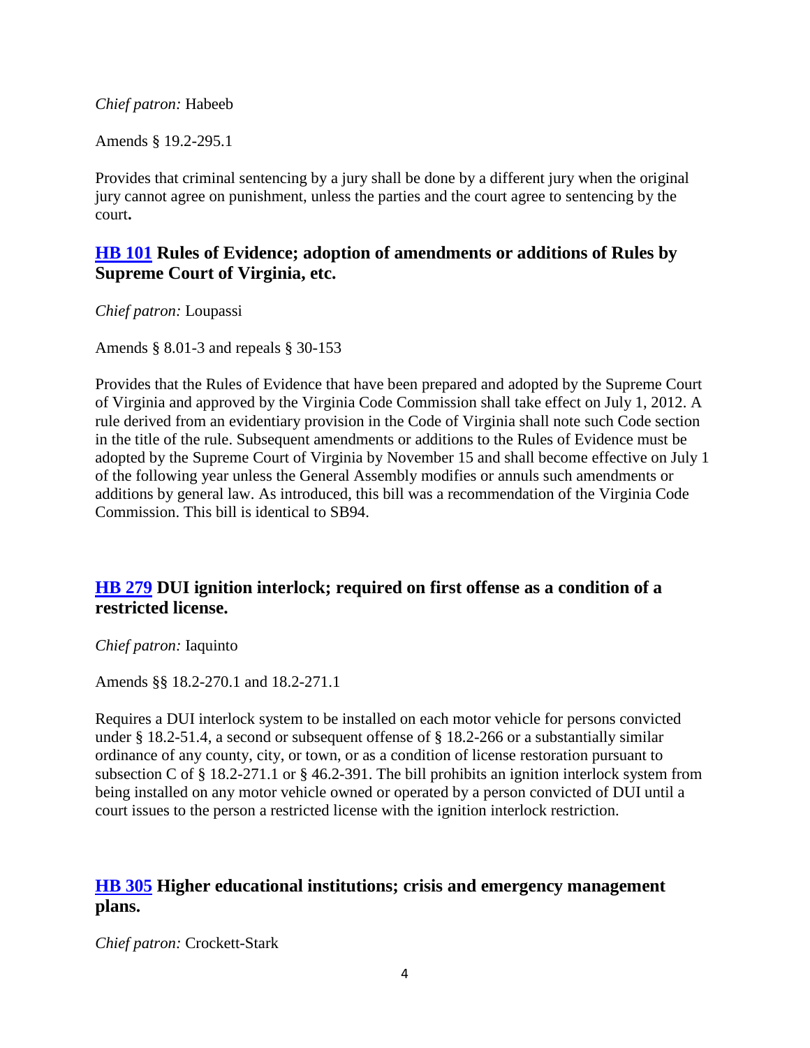*Chief patron:* Habeeb

Amends § 19.2-295.1

Provides that criminal sentencing by a jury shall be done by a different jury when the original jury cannot agree on punishment, unless the parties and the court agree to sentencing by the court**.**

## HB 101 Rules of Evidence; adoption of amendments or additions of Rules by Supreme Court of Virginia, etc.

*Chief patron:* Loupassi

Amends § 8.01-3 and repeals § 30-153

Provides that the Rules of Evidence that have been prepared and adopted by the Supreme Court of Virginia and approved by the Virginia Code Commission shall take effect on July 1, 2012. A rule derived from an evidentiary provision in the Code of Virginia shall note such Code section in the title of the rule. Subsequent amendments or additions to the Rules of Evidence must be adopted by the Supreme Court of Virginia by November 15 and shall become effective on July 1 of the following year unless the General Assembly modifies or annuls such amendments or additions by general law. As introduced, this bill was a recommendation of the Virginia Code Commission. This bill is identical to SB94.

## HB 279 DUI ignition interlock; required on first offense as a condition of a restricted license.

*Chief patron:* Iaquinto

Amends §§ 18.2-270.1 and 18.2-271.1

Requires a DUI interlock system to be installed on each motor vehicle for persons convicted under § 18.2-51.4, a second or subsequent offense of § 18.2-266 or a substantially similar ordinance of any county, city, or town, or as a condition of license restoration pursuant to subsection C of § 18.2-271.1 or § 46.2-391. The bill prohibits an ignition interlock system from being installed on any motor vehicle owned or operated by a person convicted of DUI until a court issues to the person a restricted license with the ignition interlock restriction.

## HB 305 Higher educational institutions; crisis and emergency management plans.

*Chief patron:* Crockett-Stark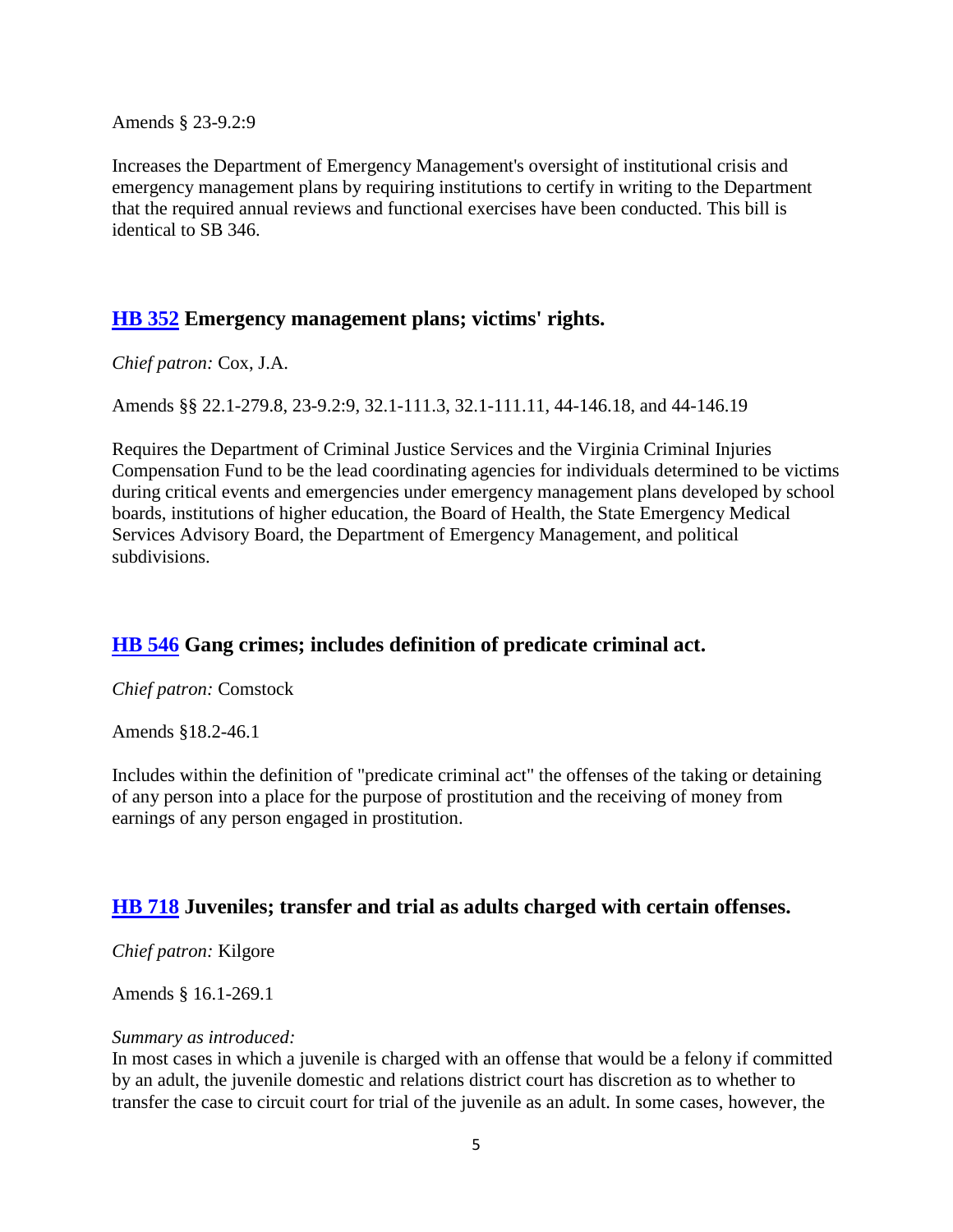Amends § 23-9.2:9

Increases the Department of Emergency Management's oversight of institutional crisis and emergency management plans by requiring institutions to certify in writing to the Department that the required annual reviews and functional exercises have been conducted. This bill is identical to SB 346.

## [HB 352] Emergency management plans; victims' rights.

*Chief patron:* Cox, J.A.

Amends §§ 22.1-279.8, 23-9.2:9, 32.1-111.3, 32.1-111.11, 44-146.18, and 44-146.19

Requires the Department of Criminal Justice Services and the Virginia Criminal Injuries Compensation Fund to be the lead coordinating agencies for individuals determined to be victims during critical events and emergencies under emergency management plans developed by school boards, institutions of higher education, the Board of Health, the State Emergency Medical Services Advisory Board, the Department of Emergency Management, and political subdivisions.

## [HB 546] Gang crimes; includes definition of predicate criminal act.

*Chief patron:* Comstock

Amends §18.2-46.1

Includes within the definition of "predicate criminal act" the offenses of the taking or detaining of any person into a place for the purpose of prostitution and the receiving of money from earnings of any person engaged in prostitution.

## [HB 718] Juveniles; transfer and trial as adults charged with certain offenses.

*Chief patron:* Kilgore

Amends § 16.1-269.1

*Summary as introduced:*
In most cases in which a juvenile is charged with an offense that would be a felony if committed by an adult, the juvenile domestic and relations district court has discretion as to whether to transfer the case to circuit court for trial of the juvenile as an adult. In some cases, however, the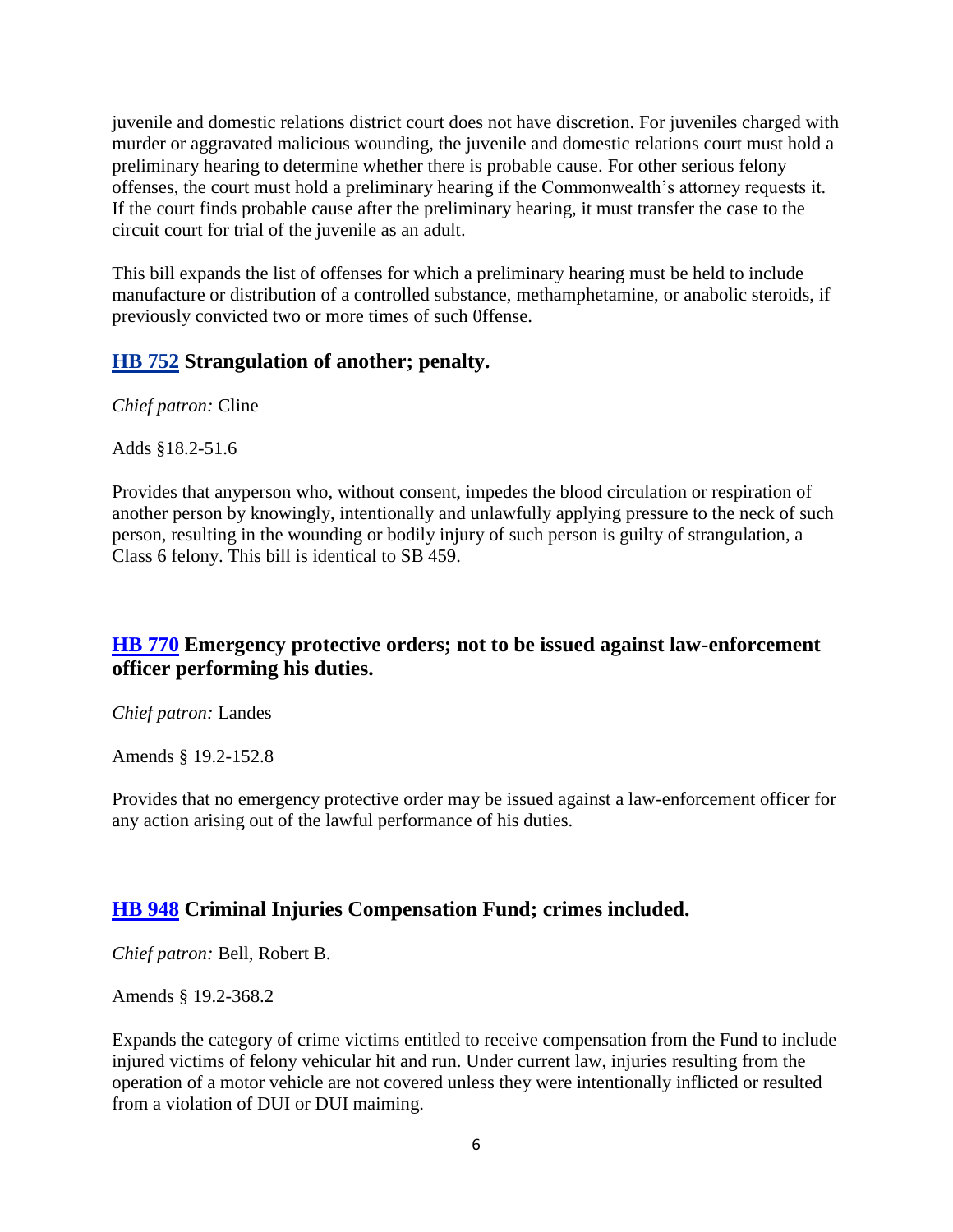juvenile and domestic relations district court does not have discretion. For juveniles charged with murder or aggravated malicious wounding, the juvenile and domestic relations court must hold a preliminary hearing to determine whether there is probable cause. For other serious felony offenses, the court must hold a preliminary hearing if the Commonwealth's attorney requests it. If the court finds probable cause after the preliminary hearing, it must transfer the case to the circuit court for trial of the juvenile as an adult.

This bill expands the list of offenses for which a preliminary hearing must be held to include manufacture or distribution of a controlled substance, methamphetamine, or anabolic steroids, if previously convicted two or more times of such 0ffense.

## HB 752 Strangulation of another; penalty.

*Chief patron:* Cline

Adds §18.2-51.6

Provides that anyperson who, without consent, impedes the blood circulation or respiration of another person by knowingly, intentionally and unlawfully applying pressure to the neck of such person, resulting in the wounding or bodily injury of such person is guilty of strangulation, a Class 6 felony. This bill is identical to SB 459.

## HB 770 Emergency protective orders; not to be issued against law-enforcement officer performing his duties.

*Chief patron:* Landes

Amends § 19.2-152.8

Provides that no emergency protective order may be issued against a law-enforcement officer for any action arising out of the lawful performance of his duties.

## HB 948 Criminal Injuries Compensation Fund; crimes included.

*Chief patron:* Bell, Robert B.

Amends § 19.2-368.2

Expands the category of crime victims entitled to receive compensation from the Fund to include injured victims of felony vehicular hit and run. Under current law, injuries resulting from the operation of a motor vehicle are not covered unless they were intentionally inflicted or resulted from a violation of DUI or DUI maiming.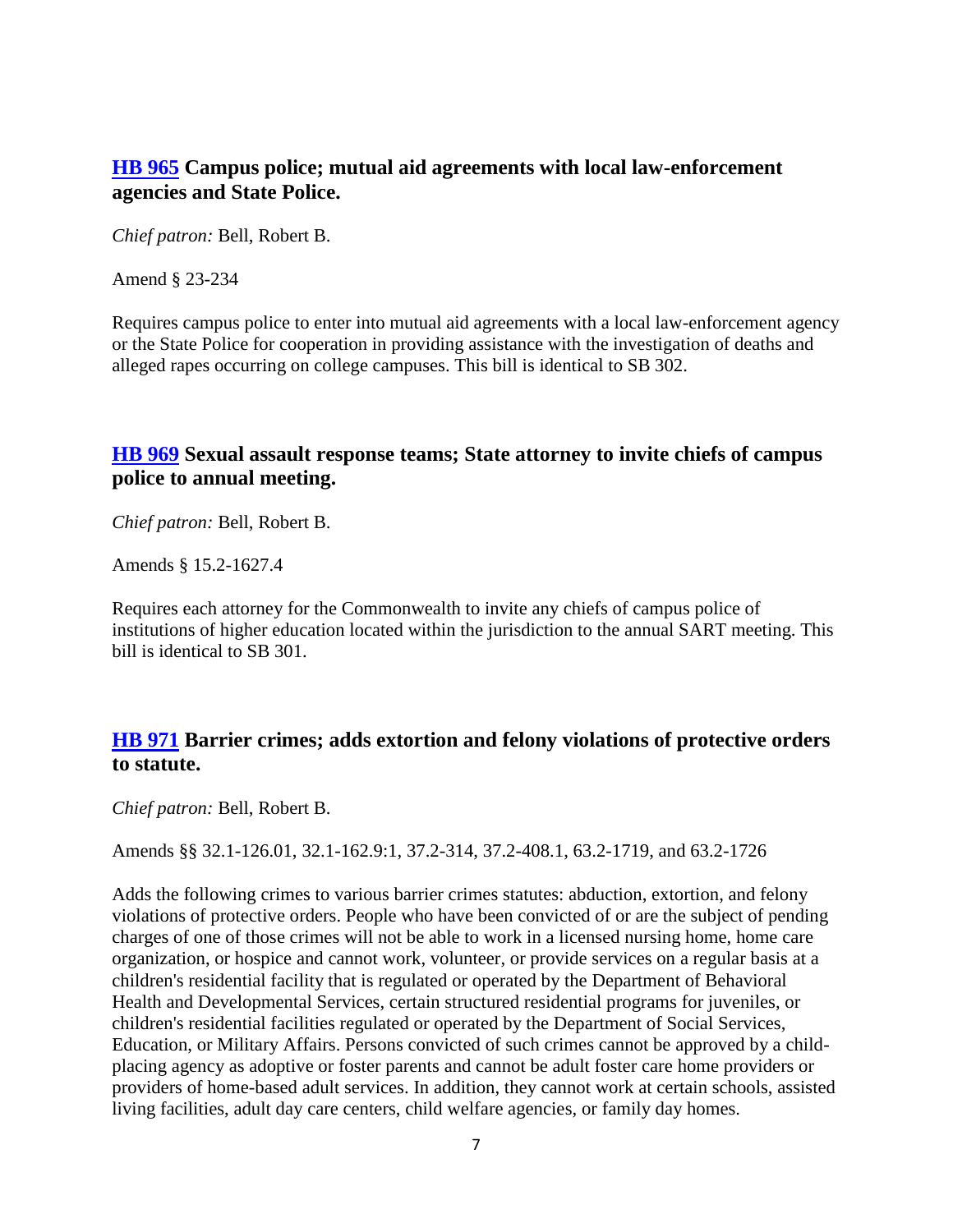### [HB 965](#) Campus police; mutual aid agreements with local law-enforcement agencies and State Police.

*Chief patron:* Bell, Robert B.

Amend § 23-234

Requires campus police to enter into mutual aid agreements with a local law-enforcement agency or the State Police for cooperation in providing assistance with the investigation of deaths and alleged rapes occurring on college campuses. This bill is identical to SB 302.

### [HB 969](#) Sexual assault response teams; State attorney to invite chiefs of campus police to annual meeting.

*Chief patron:* Bell, Robert B.

Amends § 15.2-1627.4

Requires each attorney for the Commonwealth to invite any chiefs of campus police of institutions of higher education located within the jurisdiction to the annual SART meeting. This bill is identical to SB 301.

### [HB 971](#) Barrier crimes; adds extortion and felony violations of protective orders to statute.

*Chief patron:* Bell, Robert B.

Amends §§ 32.1-126.01, 32.1-162.9:1, 37.2-314, 37.2-408.1, 63.2-1719, and 63.2-1726

Adds the following crimes to various barrier crimes statutes: abduction, extortion, and felony violations of protective orders. People who have been convicted of or are the subject of pending charges of one of those crimes will not be able to work in a licensed nursing home, home care organization, or hospice and cannot work, volunteer, or provide services on a regular basis at a children's residential facility that is regulated or operated by the Department of Behavioral Health and Developmental Services, certain structured residential programs for juveniles, or children's residential facilities regulated or operated by the Department of Social Services, Education, or Military Affairs. Persons convicted of such crimes cannot be approved by a child-placing agency as adoptive or foster parents and cannot be adult foster care home providers or providers of home-based adult services. In addition, they cannot work at certain schools, assisted living facilities, adult day care centers, child welfare agencies, or family day homes.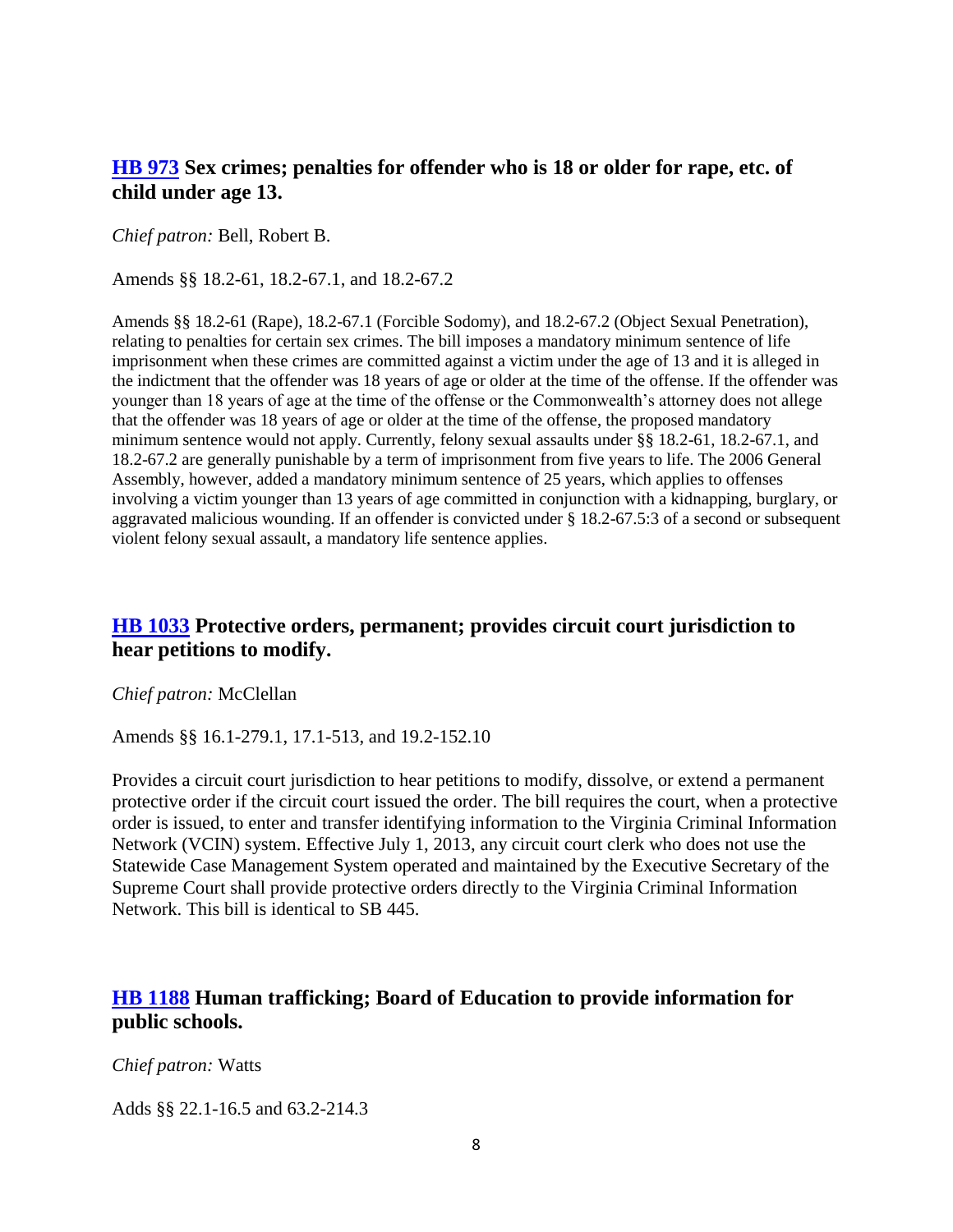## HB 973 Sex crimes; penalties for offender who is 18 or older for rape, etc. of child under age 13.

*Chief patron:* Bell, Robert B.

Amends §§ 18.2-61, 18.2-67.1, and 18.2-67.2

Amends §§ 18.2-61 (Rape), 18.2-67.1 (Forcible Sodomy), and 18.2-67.2 (Object Sexual Penetration), relating to penalties for certain sex crimes. The bill imposes a mandatory minimum sentence of life imprisonment when these crimes are committed against a victim under the age of 13 and it is alleged in the indictment that the offender was 18 years of age or older at the time of the offense. If the offender was younger than 18 years of age at the time of the offense or the Commonwealth's attorney does not allege that the offender was 18 years of age or older at the time of the offense, the proposed mandatory minimum sentence would not apply. Currently, felony sexual assaults under §§ 18.2-61, 18.2-67.1, and 18.2-67.2 are generally punishable by a term of imprisonment from five years to life. The 2006 General Assembly, however, added a mandatory minimum sentence of 25 years, which applies to offenses involving a victim younger than 13 years of age committed in conjunction with a kidnapping, burglary, or aggravated malicious wounding. If an offender is convicted under § 18.2-67.5:3 of a second or subsequent violent felony sexual assault, a mandatory life sentence applies.

## HB 1033 Protective orders, permanent; provides circuit court jurisdiction to hear petitions to modify.

*Chief patron:* McClellan

Amends §§ 16.1-279.1, 17.1-513, and 19.2-152.10

Provides a circuit court jurisdiction to hear petitions to modify, dissolve, or extend a permanent protective order if the circuit court issued the order. The bill requires the court, when a protective order is issued, to enter and transfer identifying information to the Virginia Criminal Information Network (VCIN) system. Effective July 1, 2013, any circuit court clerk who does not use the Statewide Case Management System operated and maintained by the Executive Secretary of the Supreme Court shall provide protective orders directly to the Virginia Criminal Information Network. This bill is identical to SB 445.

## HB 1188 Human trafficking; Board of Education to provide information for public schools.

*Chief patron:* Watts

Adds §§ 22.1-16.5 and 63.2-214.3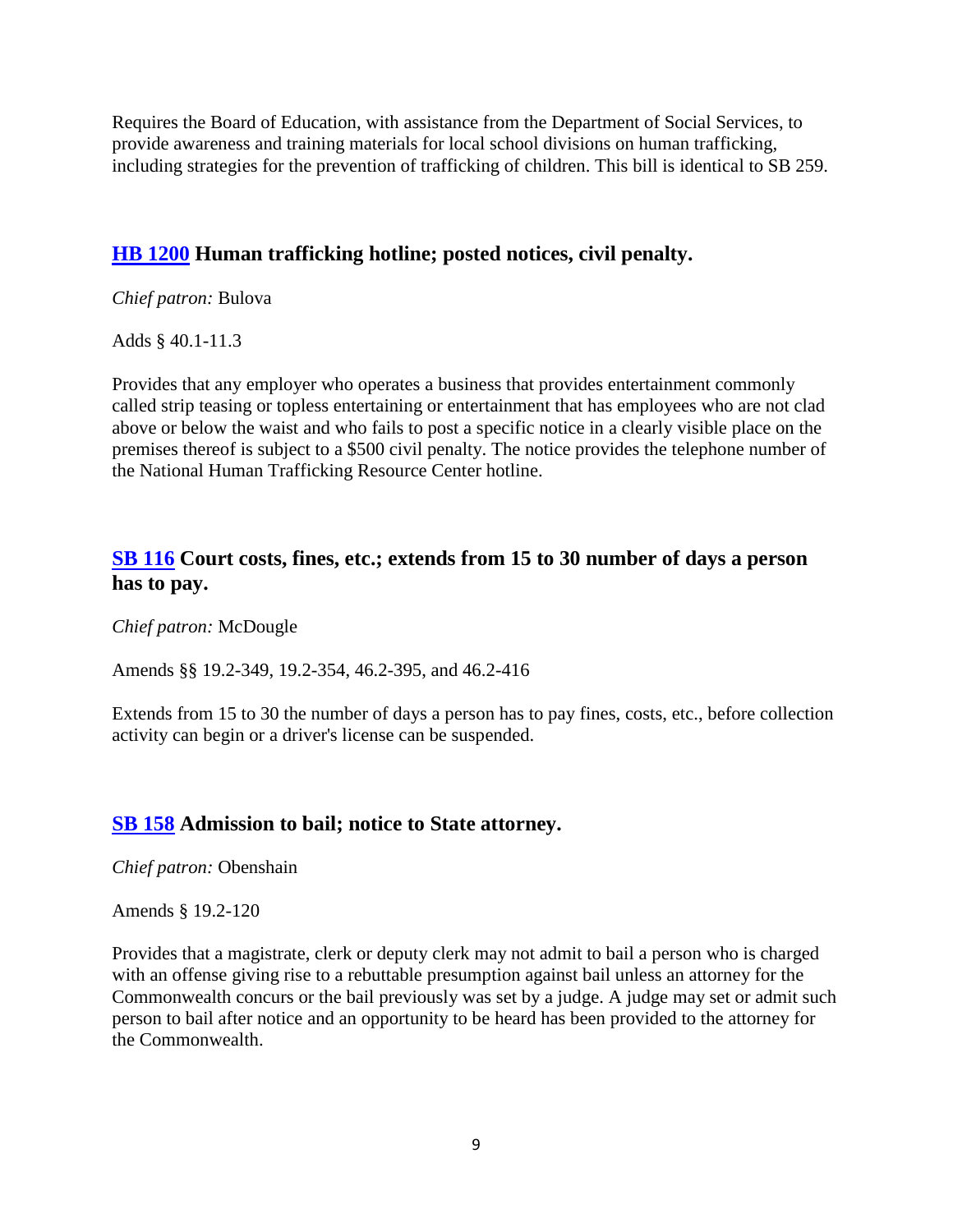Requires the Board of Education, with assistance from the Department of Social Services, to provide awareness and training materials for local school divisions on human trafficking, including strategies for the prevention of trafficking of children. This bill is identical to SB 259.

## HB 1200 Human trafficking hotline; posted notices, civil penalty.

*Chief patron:* Bulova

Adds § 40.1-11.3

Provides that any employer who operates a business that provides entertainment commonly called strip teasing or topless entertaining or entertainment that has employees who are not clad above or below the waist and who fails to post a specific notice in a clearly visible place on the premises thereof is subject to a $500 civil penalty. The notice provides the telephone number of the National Human Trafficking Resource Center hotline.

## SB 116 Court costs, fines, etc.; extends from 15 to 30 number of days a person has to pay.

*Chief patron:* McDougle

Amends §§ 19.2-349, 19.2-354, 46.2-395, and 46.2-416

Extends from 15 to 30 the number of days a person has to pay fines, costs, etc., before collection activity can begin or a driver's license can be suspended.

## SB 158 Admission to bail; notice to State attorney.

*Chief patron:* Obenshain

Amends § 19.2-120

Provides that a magistrate, clerk or deputy clerk may not admit to bail a person who is charged with an offense giving rise to a rebuttable presumption against bail unless an attorney for the Commonwealth concurs or the bail previously was set by a judge. A judge may set or admit such person to bail after notice and an opportunity to be heard has been provided to the attorney for the Commonwealth.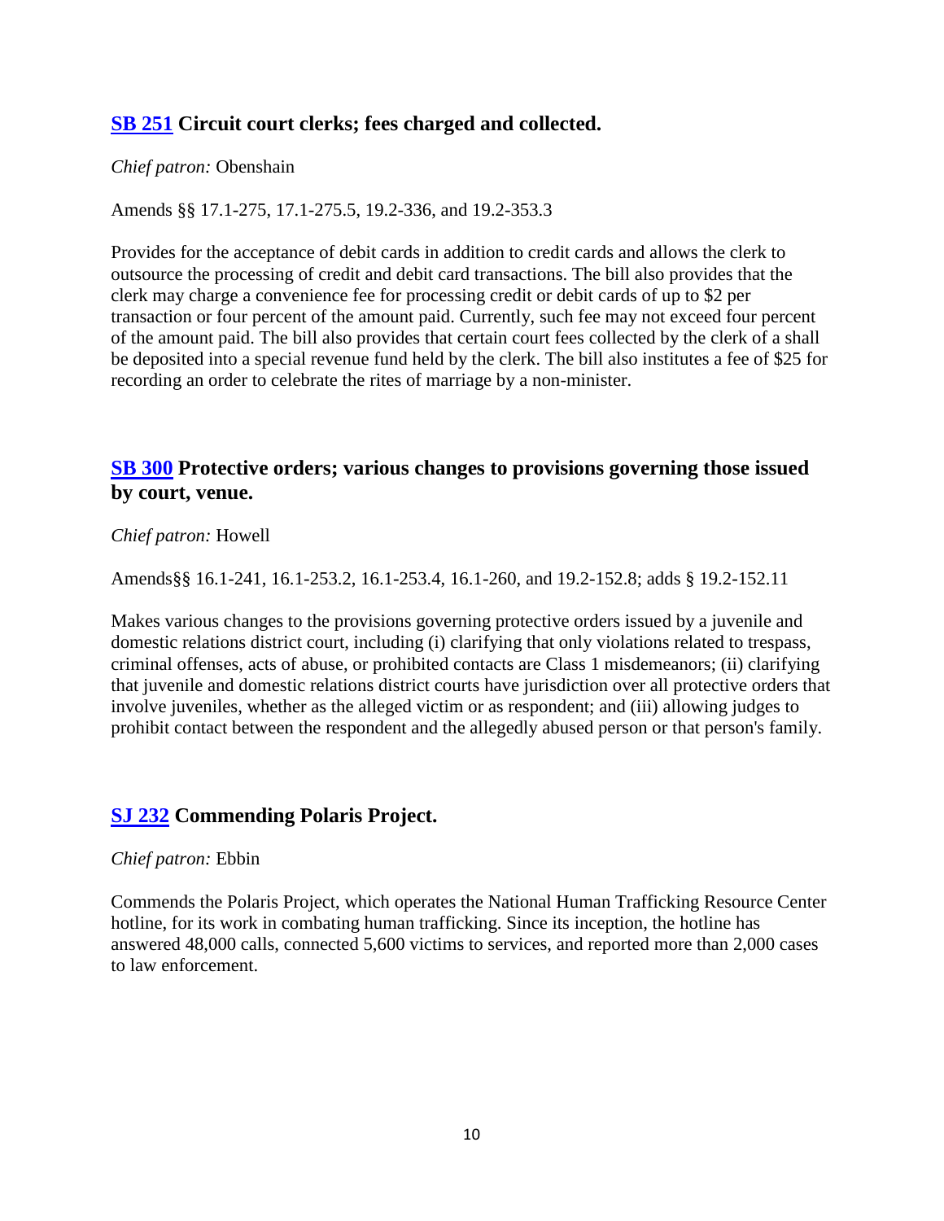## SB 251 Circuit court clerks; fees charged and collected.

*Chief patron:* Obenshain

Amends §§ 17.1-275, 17.1-275.5, 19.2-336, and 19.2-353.3

Provides for the acceptance of debit cards in addition to credit cards and allows the clerk to outsource the processing of credit and debit card transactions. The bill also provides that the clerk may charge a convenience fee for processing credit or debit cards of up to $2 per transaction or four percent of the amount paid. Currently, such fee may not exceed four percent of the amount paid. The bill also provides that certain court fees collected by the clerk of a shall be deposited into a special revenue fund held by the clerk. The bill also institutes a fee of $25 for recording an order to celebrate the rites of marriage by a non-minister.

## SB 300 Protective orders; various changes to provisions governing those issued by court, venue.

*Chief patron:* Howell

Amends§§ 16.1-241, 16.1-253.2, 16.1-253.4, 16.1-260, and 19.2-152.8; adds § 19.2-152.11

Makes various changes to the provisions governing protective orders issued by a juvenile and domestic relations district court, including (i) clarifying that only violations related to trespass, criminal offenses, acts of abuse, or prohibited contacts are Class 1 misdemeanors; (ii) clarifying that juvenile and domestic relations district courts have jurisdiction over all protective orders that involve juveniles, whether as the alleged victim or as respondent; and (iii) allowing judges to prohibit contact between the respondent and the allegedly abused person or that person's family.

## SJ 232 Commending Polaris Project.

*Chief patron:* Ebbin

Commends the Polaris Project, which operates the National Human Trafficking Resource Center hotline, for its work in combating human trafficking. Since its inception, the hotline has answered 48,000 calls, connected 5,600 victims to services, and reported more than 2,000 cases to law enforcement.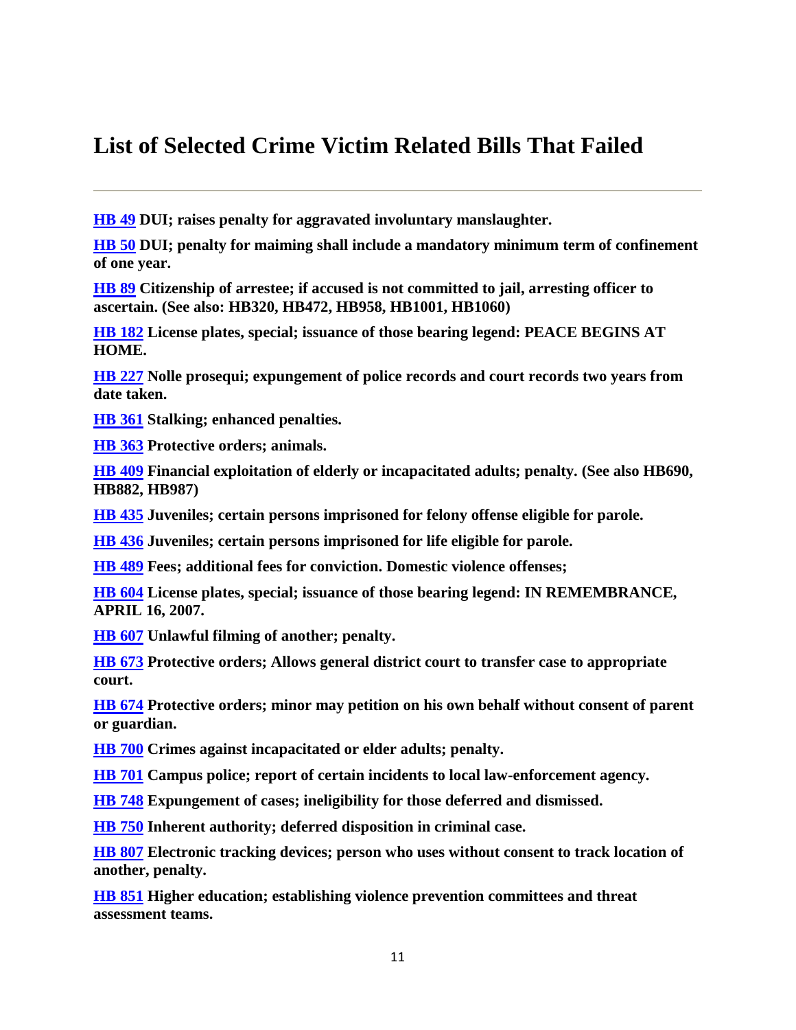# List of Selected Crime Victim Related Bills That Failed

---

**HB 49 DUI; raises penalty for aggravated involuntary manslaughter.**

**HB 50 DUI; penalty for maiming shall include a mandatory minimum term of confinement of one year.**

**HB 89 Citizenship of arrestee; if accused is not committed to jail, arresting officer to ascertain. (See also: HB320, HB472, HB958, HB1001, HB1060)**

**HB 182 License plates, special; issuance of those bearing legend: PEACE BEGINS AT HOME.**

**HB 227 Nolle prosequi; expungement of police records and court records two years from date taken.**

**HB 361 Stalking; enhanced penalties.**

**HB 363 Protective orders; animals.**

**HB 409 Financial exploitation of elderly or incapacitated adults; penalty. (See also HB690, HB882, HB987)**

**HB 435 Juveniles; certain persons imprisoned for felony offense eligible for parole.**

**HB 436 Juveniles; certain persons imprisoned for life eligible for parole.**

**HB 489 Fees; additional fees for conviction. Domestic violence offenses;**

**HB 604 License plates, special; issuance of those bearing legend: IN REMEMBRANCE, APRIL 16, 2007.**

**HB 607 Unlawful filming of another; penalty.**

**HB 673 Protective orders; Allows general district court to transfer case to appropriate court.**

**HB 674 Protective orders; minor may petition on his own behalf without consent of parent or guardian.**

**HB 700 Crimes against incapacitated or elder adults; penalty.**

**HB 701 Campus police; report of certain incidents to local law-enforcement agency.**

**HB 748 Expungement of cases; ineligibility for those deferred and dismissed.**

**HB 750 Inherent authority; deferred disposition in criminal case.**

**HB 807 Electronic tracking devices; person who uses without consent to track location of another, penalty.**

**HB 851 Higher education; establishing violence prevention committees and threat assessment teams.**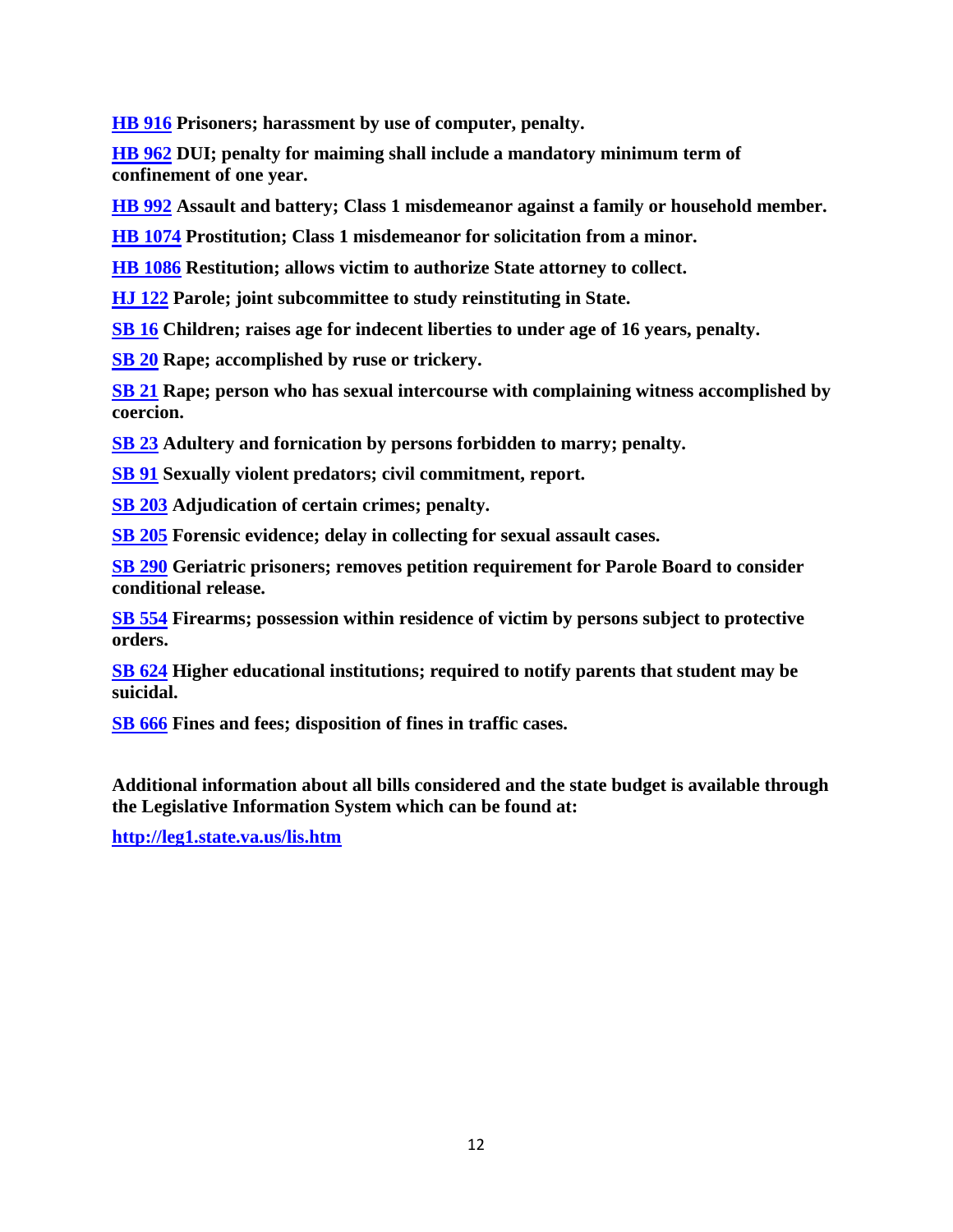**[HB 916](#) Prisoners; harassment by use of computer, penalty.**

**[HB 962](#) DUI; penalty for maiming shall include a mandatory minimum term of confinement of one year.**

**[HB 992](#) Assault and battery; Class 1 misdemeanor against a family or household member.**

**[HB 1074](#) Prostitution; Class 1 misdemeanor for solicitation from a minor.**

**[HB 1086](#) Restitution; allows victim to authorize State attorney to collect.**

**[HJ 122](#) Parole; joint subcommittee to study reinstituting in State.**

**[SB 16](#) Children; raises age for indecent liberties to under age of 16 years, penalty.**

**[SB 20](#) Rape; accomplished by ruse or trickery.**

**[SB 21](#) Rape; person who has sexual intercourse with complaining witness accomplished by coercion.**

**[SB 23](#) Adultery and fornication by persons forbidden to marry; penalty.**

**[SB 91](#) Sexually violent predators; civil commitment, report.**

**[SB 203](#) Adjudication of certain crimes; penalty.**

**[SB 205](#) Forensic evidence; delay in collecting for sexual assault cases.**

**[SB 290](#) Geriatric prisoners; removes petition requirement for Parole Board to consider conditional release.**

**[SB 554](#) Firearms; possession within residence of victim by persons subject to protective orders.**

**[SB 624](#) Higher educational institutions; required to notify parents that student may be suicidal.**

**[SB 666](#) Fines and fees; disposition of fines in traffic cases.**

**Additional information about all bills considered and the state budget is available through the Legislative Information System which can be found at:**

**[http://leg1.state.va.us/lis.htm](http://leg1.state.va.us/lis.htm)**